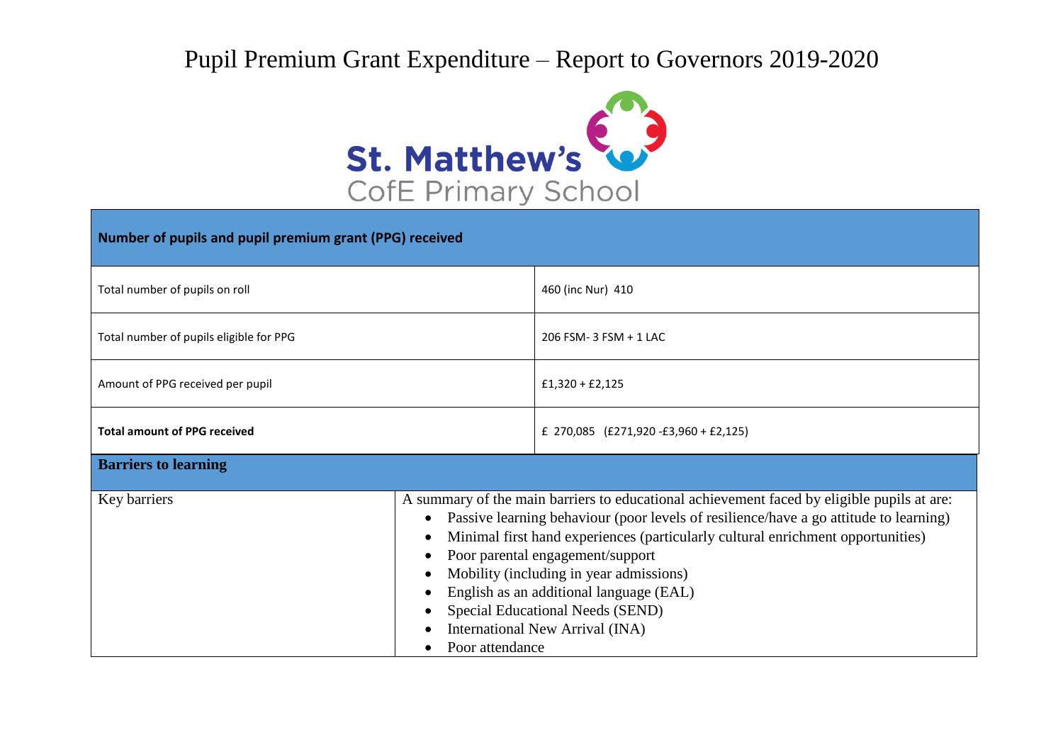# Pupil Premium Grant Expenditure – Report to Governors 2019-2020

St. Matthew's CofE Primary School

| **Number of pupils and pupil premium grant (PPG) received** | |
|---|---|
| Total number of pupils on roll | 460 (inc Nur) 410 |
| Total number of pupils eligible for PPG | 206 FSM- 3 FSM + 1 LAC |
| Amount of PPG received per pupil | £1,320 + £2,125 |
| **Total amount of PPG received** | £ 270,085 (£271,920 -£3,960 + £2,125) |

| **Barriers to learning** | |
|---|---|
| Key barriers | A summary of the main barriers to educational achievement faced by eligible pupils at are:<br>• Passive learning behaviour (poor levels of resilience/have a go attitude to learning)<br>• Minimal first hand experiences (particularly cultural enrichment opportunities)<br>• Poor parental engagement/support<br>• Mobility (including in year admissions)<br>• English as an additional language (EAL)<br>• Special Educational Needs (SEND)<br>• International New Arrival (INA)<br>• Poor attendance |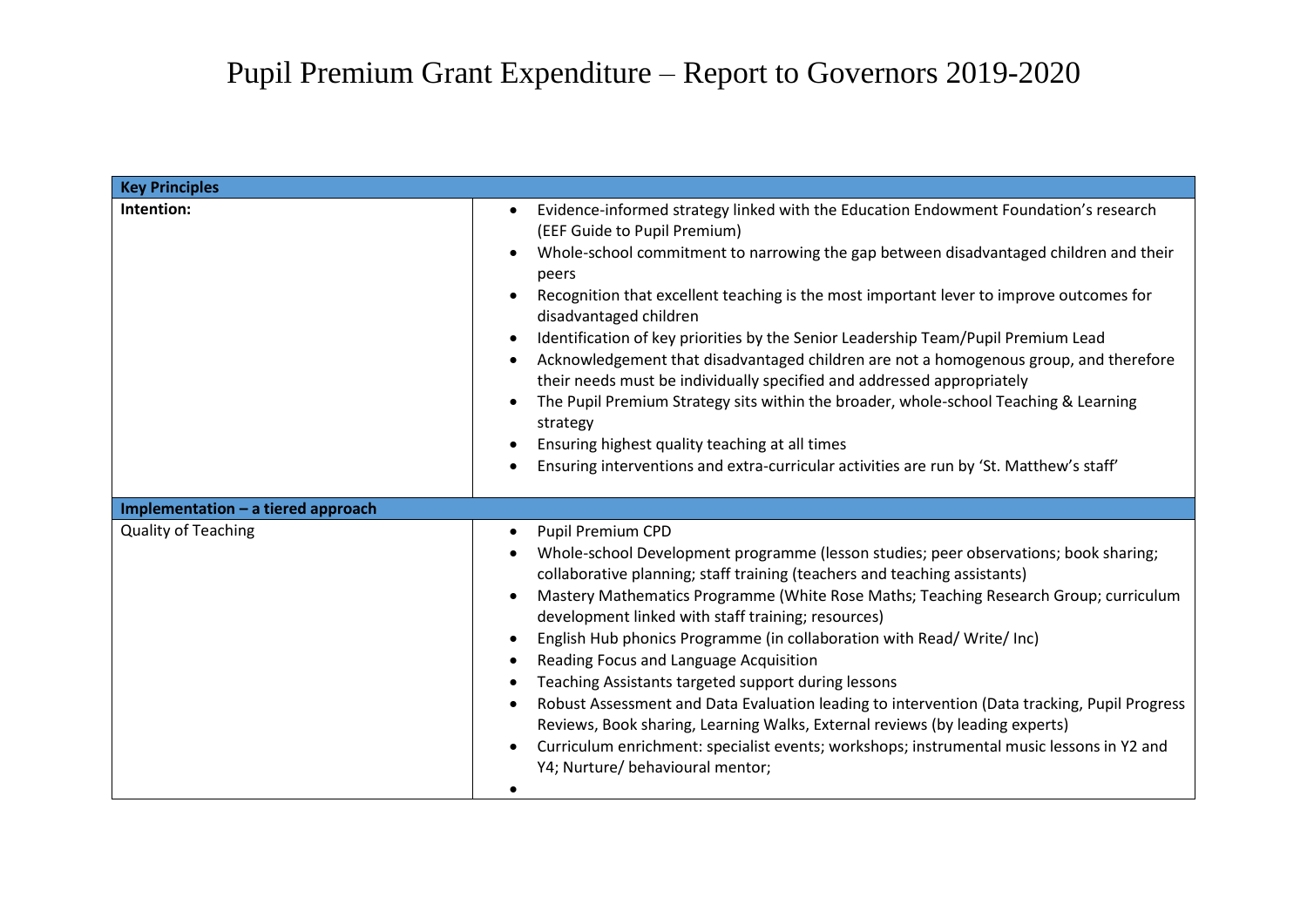# Pupil Premium Grant Expenditure – Report to Governors 2019-2020

| **Key Principles** | |
|---|---|
| **Intention:** | • Evidence-informed strategy linked with the Education Endowment Foundation's research (EEF Guide to Pupil Premium)<br>• Whole-school commitment to narrowing the gap between disadvantaged children and their peers<br>• Recognition that excellent teaching is the most important lever to improve outcomes for disadvantaged children<br>• Identification of key priorities by the Senior Leadership Team/Pupil Premium Lead<br>• Acknowledgement that disadvantaged children are not a homogenous group, and therefore their needs must be individually specified and addressed appropriately<br>• The Pupil Premium Strategy sits within the broader, whole-school Teaching & Learning strategy<br>• Ensuring highest quality teaching at all times<br>• Ensuring interventions and extra-curricular activities are run by 'St. Matthew's staff' |
| **Implementation – a tiered approach** | |
| Quality of Teaching | • Pupil Premium CPD<br>• Whole-school Development programme (lesson studies; peer observations; book sharing; collaborative planning; staff training (teachers and teaching assistants)<br>• Mastery Mathematics Programme (White Rose Maths; Teaching Research Group; curriculum development linked with staff training; resources)<br>• English Hub phonics Programme (in collaboration with Read/ Write/ Inc)<br>• Reading Focus and Language Acquisition<br>• Teaching Assistants targeted support during lessons<br>• Robust Assessment and Data Evaluation leading to intervention (Data tracking, Pupil Progress Reviews, Book sharing, Learning Walks, External reviews (by leading experts)<br>• Curriculum enrichment: specialist events; workshops; instrumental music lessons in Y2 and Y4; Nurture/ behavioural mentor;<br>• |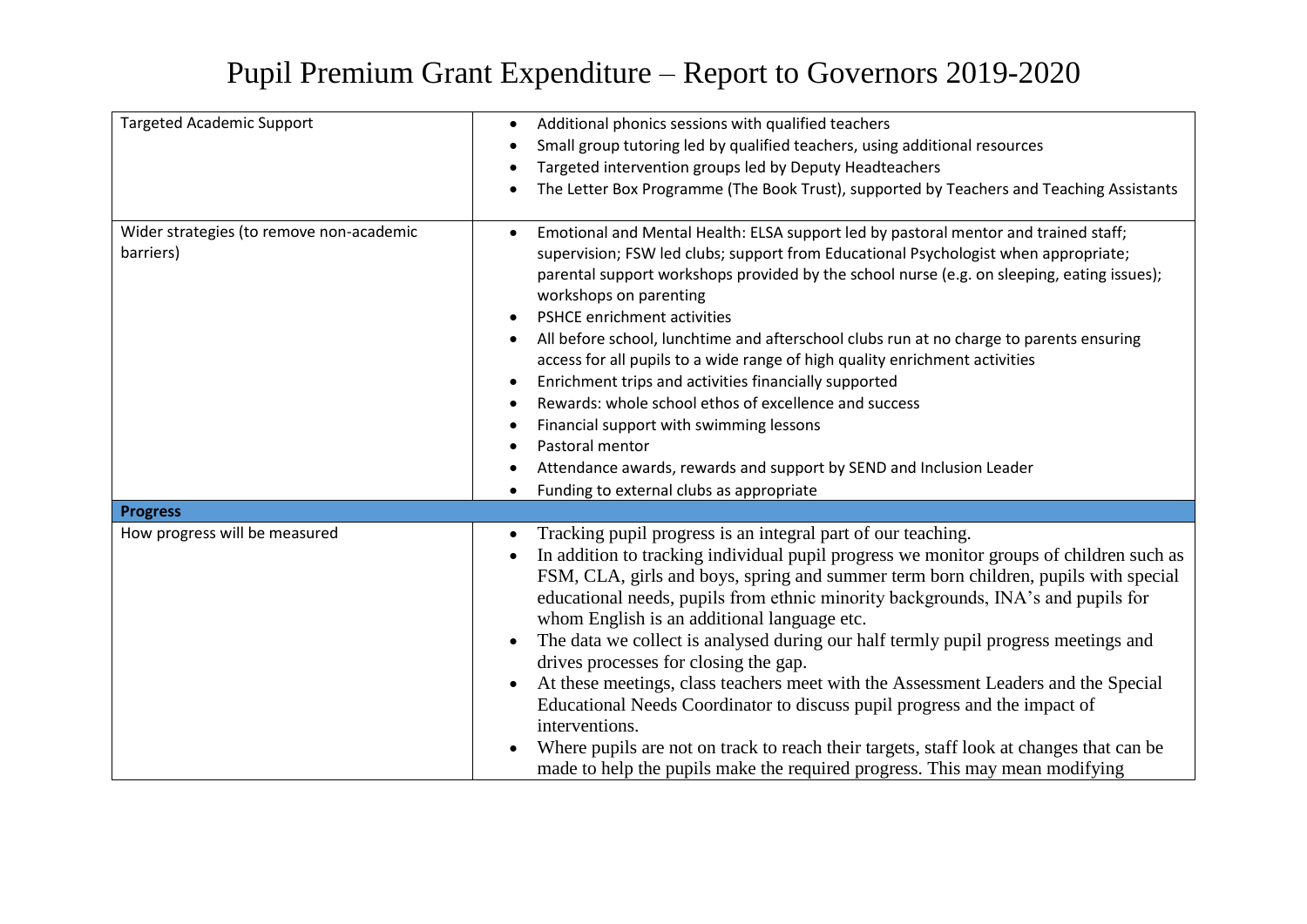# Pupil Premium Grant Expenditure – Report to Governors 2019-2020

| | |
|---|---|
| Targeted Academic Support | • Additional phonics sessions with qualified teachers<br>• Small group tutoring led by qualified teachers, using additional resources<br>• Targeted intervention groups led by Deputy Headteachers<br>• The Letter Box Programme (The Book Trust), supported by Teachers and Teaching Assistants |
| Wider strategies (to remove non-academic barriers) | • Emotional and Mental Health: ELSA support led by pastoral mentor and trained staff; supervision; FSW led clubs; support from Educational Psychologist when appropriate; parental support workshops provided by the school nurse (e.g. on sleeping, eating issues); workshops on parenting<br>• PSHCE enrichment activities<br>• All before school, lunchtime and afterschool clubs run at no charge to parents ensuring access for all pupils to a wide range of high quality enrichment activities<br>• Enrichment trips and activities financially supported<br>• Rewards: whole school ethos of excellence and success<br>• Financial support with swimming lessons<br>• Pastoral mentor<br>• Attendance awards, rewards and support by SEND and Inclusion Leader<br>• Funding to external clubs as appropriate |
| **Progress** | |
| How progress will be measured | • Tracking pupil progress is an integral part of our teaching.<br>• In addition to tracking individual pupil progress we monitor groups of children such as FSM, CLA, girls and boys, spring and summer term born children, pupils with special educational needs, pupils from ethnic minority backgrounds, INA's and pupils for whom English is an additional language etc.<br>• The data we collect is analysed during our half termly pupil progress meetings and drives processes for closing the gap.<br>• At these meetings, class teachers meet with the Assessment Leaders and the Special Educational Needs Coordinator to discuss pupil progress and the impact of interventions.<br>• Where pupils are not on track to reach their targets, staff look at changes that can be made to help the pupils make the required progress. This may mean modifying |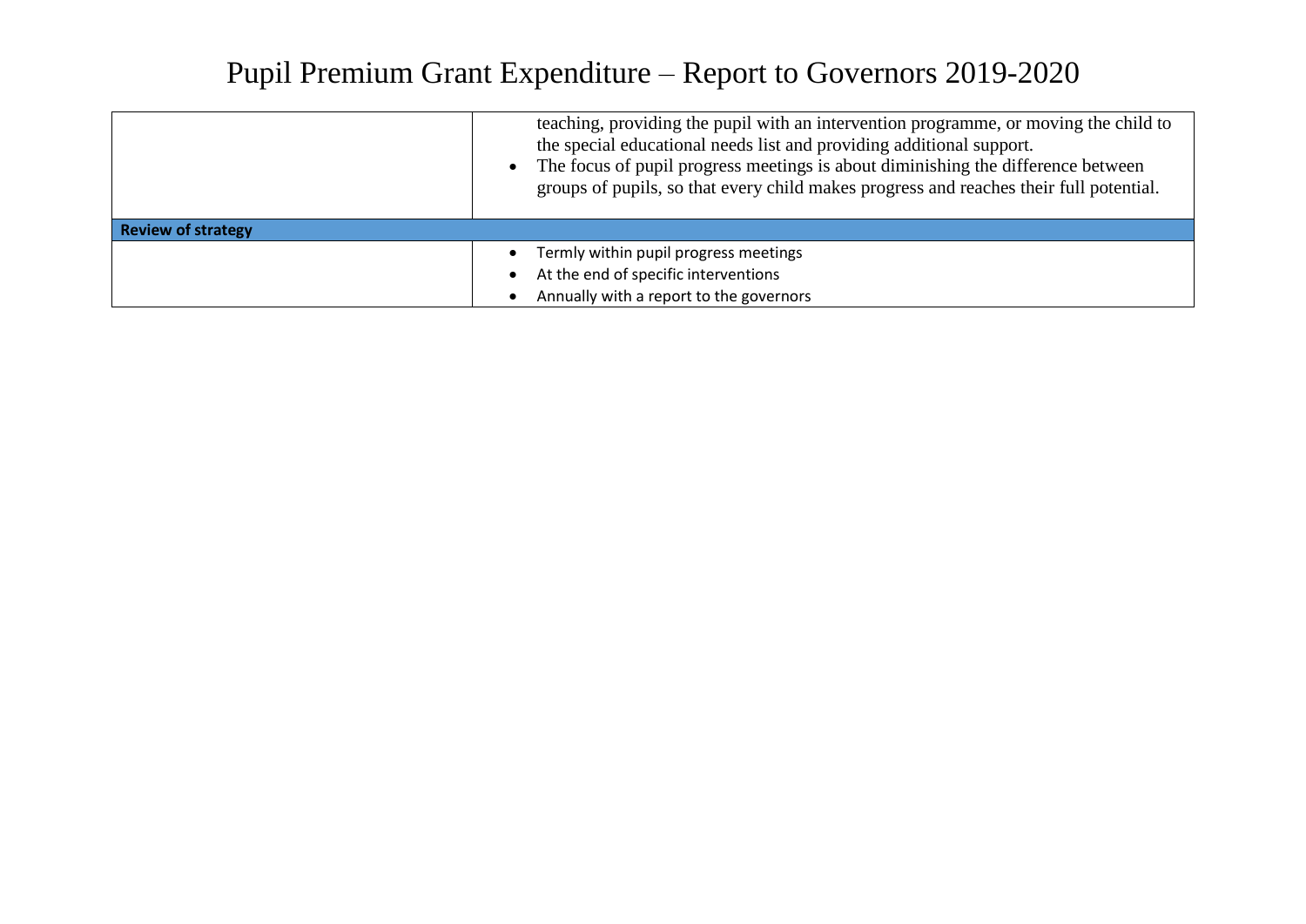# Pupil Premium Grant Expenditure – Report to Governors 2019-2020

| | |
|---|---|
| | teaching, providing the pupil with an intervention programme, or moving the child to the special educational needs list and providing additional support.<br>• The focus of pupil progress meetings is about diminishing the difference between groups of pupils, so that every child makes progress and reaches their full potential. |
| **Review of strategy** | |
| | • Termly within pupil progress meetings<br>• At the end of specific interventions<br>• Annually with a report to the governors |